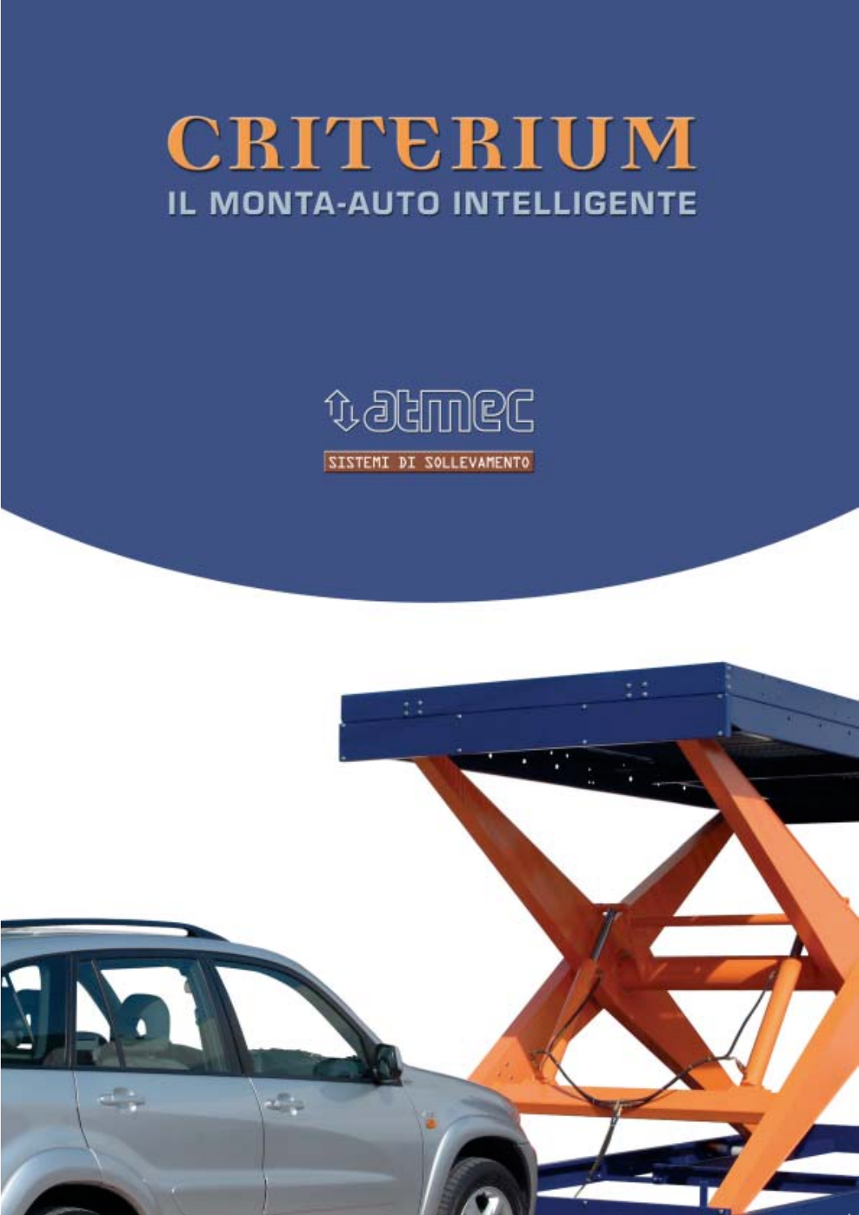# CRITERIUM

## IL MONTA-AUTO INTELLIGENTE

atmec

SISTEMI DI SOLLEVAMENTO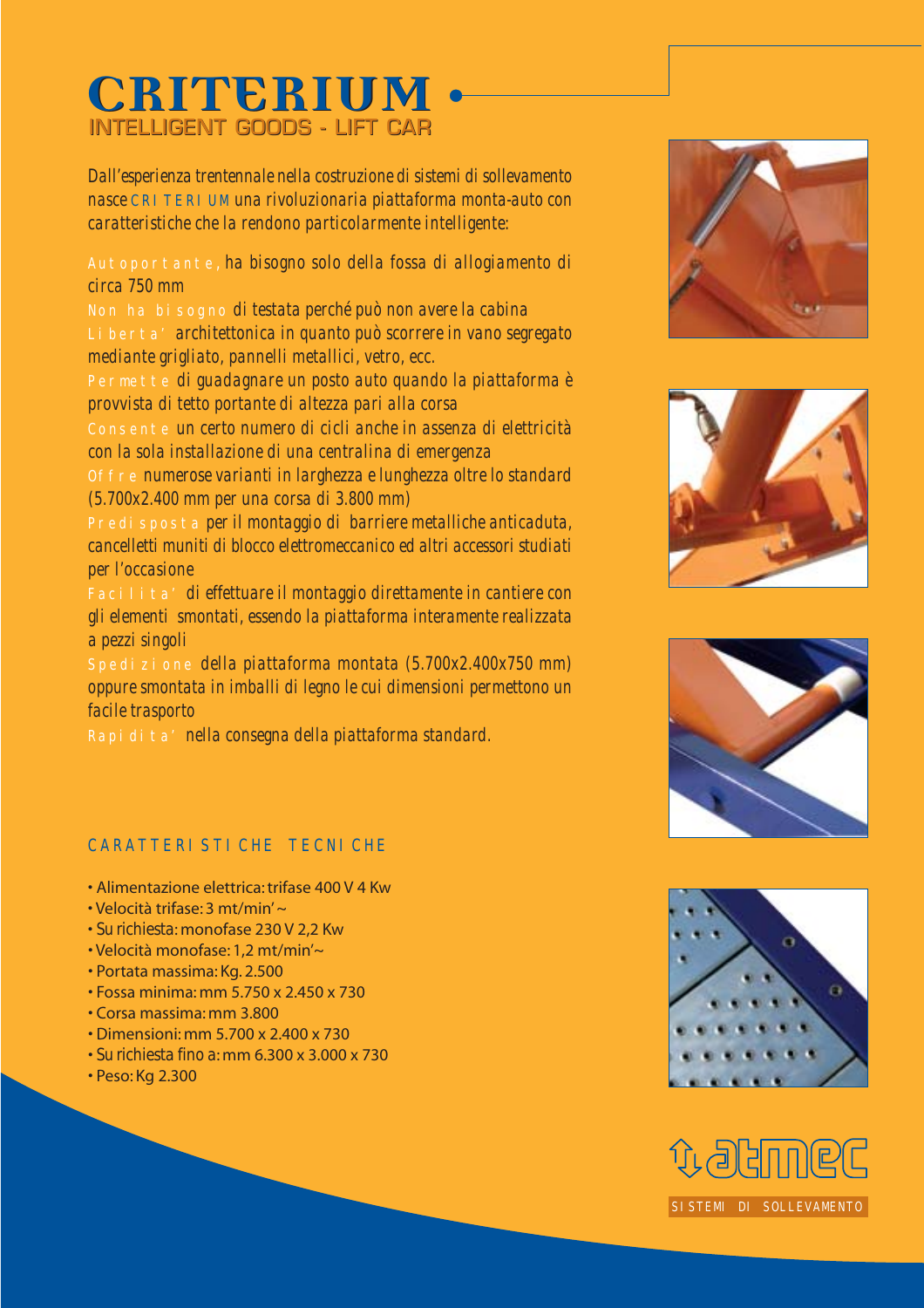# CRITERIUM

## INTELLIGENT GOODS - LIFT CAR

Dall'esperienza trentennale nella costruzione di sistemi di sollevamento nasce CRITERIUM una rivoluzionaria piattaforma monta-auto con caratteristiche che la rendono particolarmente intelligente:

Autoportante, ha bisogno solo della fossa di allogiamento di circa 750 mm

Non ha bisogno di testata perché può non avere la cabina

Liberta' architettonica in quanto può scorrere in vano segregato mediante grigliato, pannelli metallici, vetro, ecc.

Permette di guadagnare un posto auto quando la piattaforma è provvista di tetto portante di altezza pari alla corsa

Consente un certo numero di cicli anche in assenza di elettricità con la sola installazione di una centralina di emergenza

Offre numerose varianti in larghezza e lunghezza oltre lo standard (5.700x2.400 mm per una corsa di 3.800 mm)

Predisposta per il montaggio di barriere metalliche anticaduta, cancelletti muniti di blocco elettromeccanico ed altri accessori studiati per l'occasione

Facilita' di effettuare il montaggio direttamente in cantiere con gli elementi smontati, essendo la piattaforma interamente realizzata a pezzi singoli

Spedizione della piattaforma montata (5.700x2.400x750 mm) oppure smontata in imballi di legno le cui dimensioni permettono un facile trasporto

Rapidita' nella consegna della piattaforma standard.

### CARATTERISTICHE TECNICHE

- Alimentazione elettrica: trifase 400 V 4 Kw
- Velocità trifase: 3 mt/min' ~
- Su richiesta: monofase 230 V 2,2 Kw
- Velocità monofase: 1,2 mt/min'~
- Portata massima: Kg. 2.500
- Fossa minima: mm 5.750 x 2.450 x 730
- Corsa massima: mm 3.800
- Dimensioni: mm 5.700 x 2.400 x 730
- Su richiesta fino a: mm 6.300 x 3.000 x 730
- Peso: Kg 2.300

atmec

SISTEMI DI SOLLEVAMENTO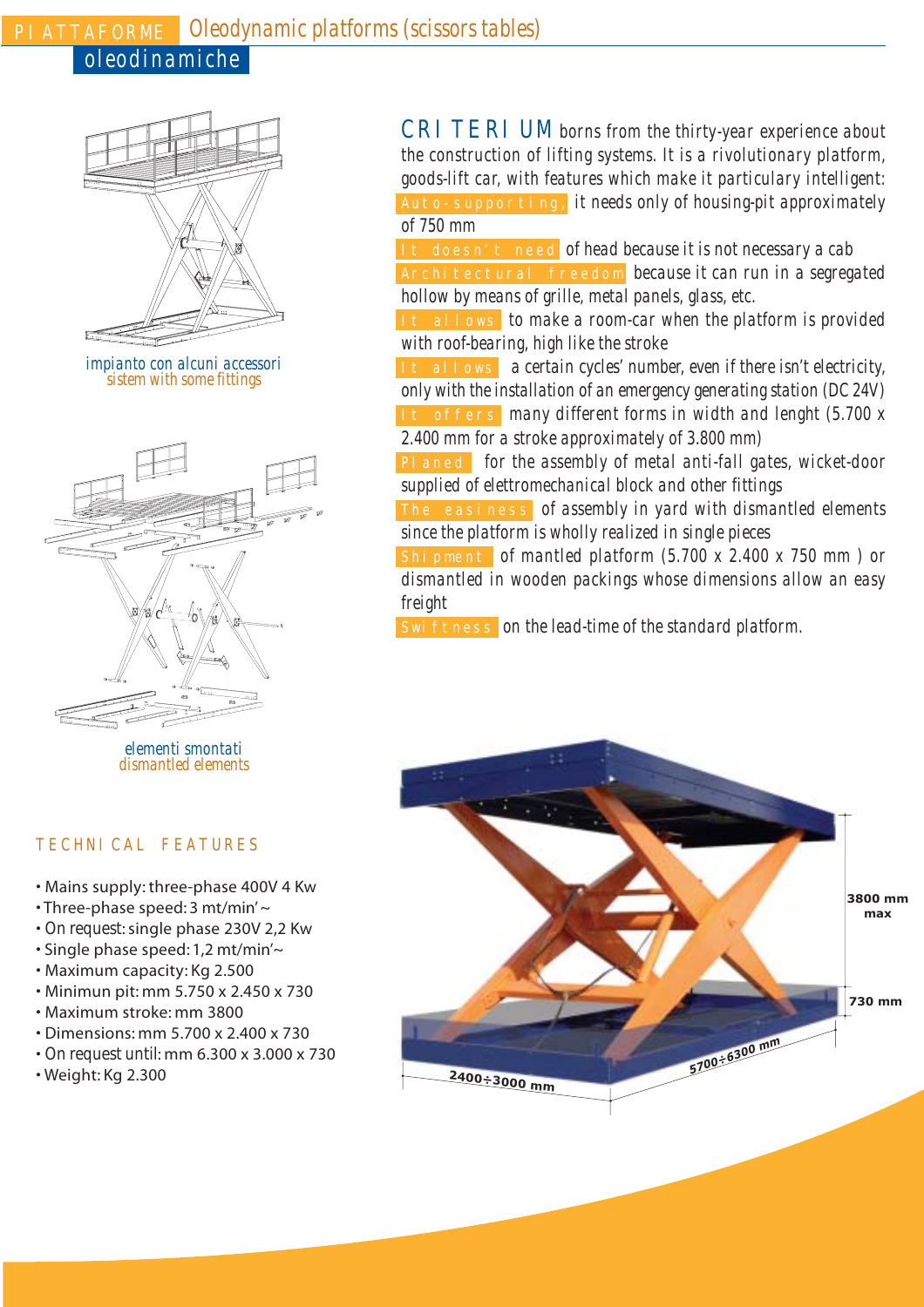# PIATTAFORME oleodinamiche

## Oleodynamic platforms (scissors tables)

impianto con alcuni accessori
sistem with some fittings

elementi smontati
dismantled elements

**CRITERIUM** borns from the thirty-year experience about the construction of lifting systems. It is a rivolutionary platform, goods-lift car, with features which make it particulary intelligent:

**Auto-supporting,** it needs only of housing-pit approximately of 750 mm

**It doesn't need** of head because it is not necessary a cab

**Architectural freedom** because it can run in a segregated hollow by means of grille, metal panels, glass, etc.

**It allows** to make a room-car when the platform is provided with roof-bearing, high like the stroke

**It allows** a certain cycles' number, even if there isn't electricity, only with the installation of an emergency generating station (DC 24V)

**It offers** many different forms in width and lenght (5.700 x 2.400 mm for a stroke approximately of 3.800 mm)

**Planed** for the assembly of metal anti-fall gates, wicket-door supplied of elettromechanical block and other fittings

**The easiness** of assembly in yard with dismantled elements since the platform is wholly realized in single pieces

**Shipment** of mantled platform (5.700 x 2.400 x 750 mm ) or dismantled in wooden packings whose dimensions allow an easy freight

**Swiftness** on the lead-time of the standard platform.

### TECHNICAL FEATURES

- Mains supply: three-phase 400V 4 Kw
- Three-phase speed: 3 mt/min'~
- On request: single phase 230V 2,2 Kw
- Single phase speed: 1,2 mt/min'~
- Maximum capacity: Kg 2.500
- Minimun pit: mm 5.750 x 2.450 x 730
- Maximum stroke: mm 3800
- Dimensions: mm 5.700 x 2.400 x 730
- On request until: mm 6.300 x 3.000 x 730
- Weight: Kg 2.300

3800 mm max
730 mm
2400÷3000 mm
5700÷6300 mm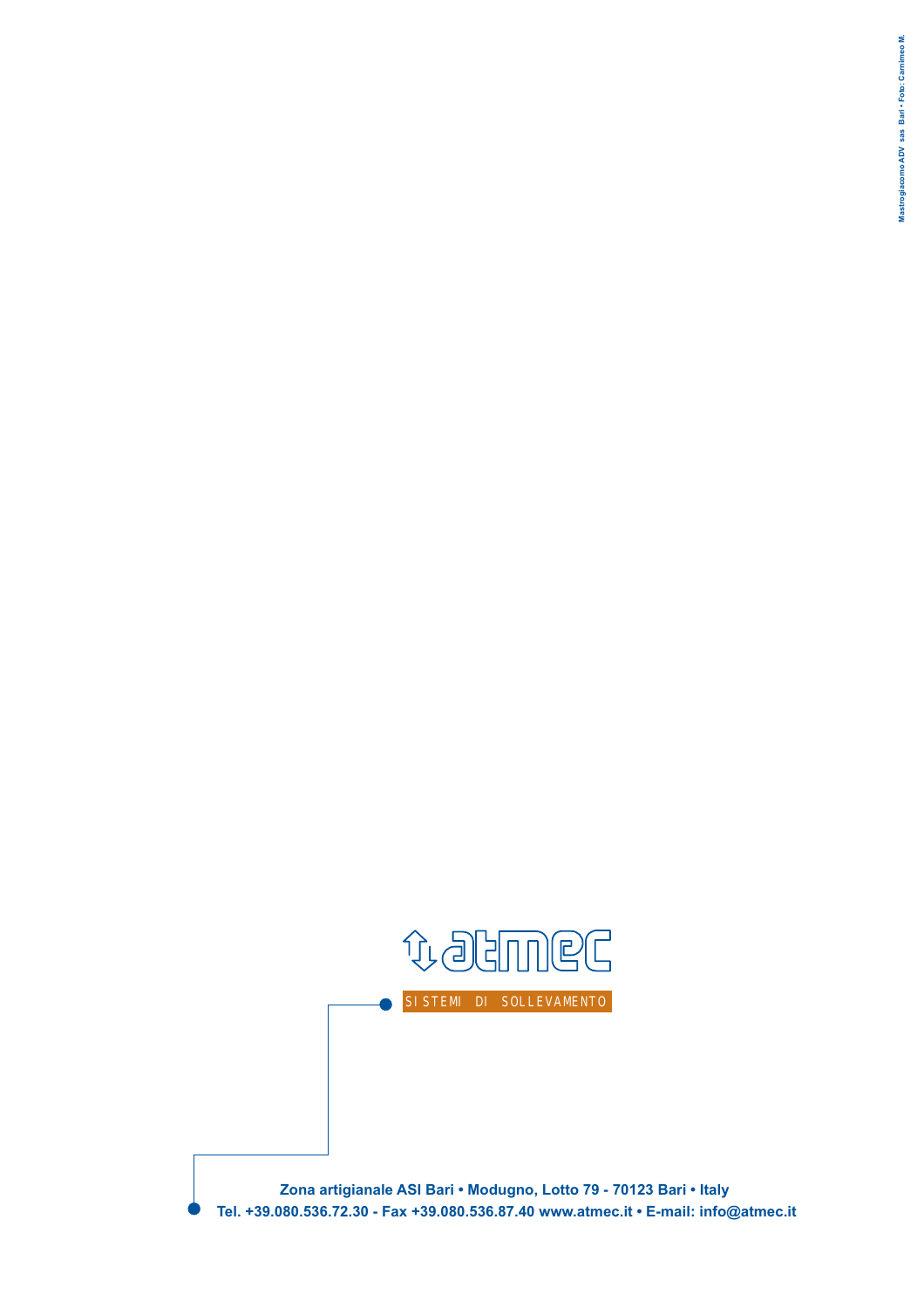Mastrogiacomo ADV sas Bari • Foto: Carnimeo M.

atmec

SISTEMI DI SOLLEVAMENTO

**Zona artigianale ASI Bari • Modugno, Lotto 79 - 70123 Bari • Italy**
**Tel. +39.080.536.72.30 - Fax +39.080.536.87.40 www.atmec.it • E-mail: info@atmec.it**